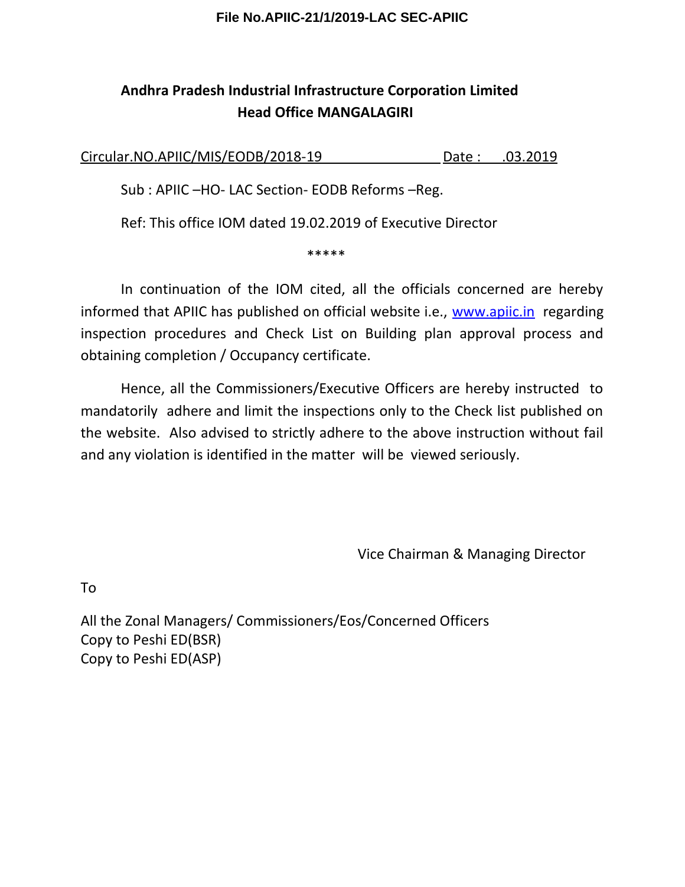File No.APIIC-21/1/2019-LAC SEC-APIIC

## Andhra Pradesh Industrial Infrastructure Corporation Limited
## Head Office MANGALAGIRI

Circular.NO.APIIC/MIS/EODB/2018-19 Date : .03.2019

Sub : APIIC –HO- LAC Section- EODB Reforms –Reg.

Ref: This office IOM dated 19.02.2019 of Executive Director

\*\*\*\*\*

In continuation of the IOM cited, all the officials concerned are hereby informed that APIIC has published on official website i.e., [www.apiic.in](http://www.apiic.in) regarding inspection procedures and Check List on Building plan approval process and obtaining completion / Occupancy certificate.

Hence, all the Commissioners/Executive Officers are hereby instructed to mandatorily adhere and limit the inspections only to the Check list published on the website. Also advised to strictly adhere to the above instruction without fail and any violation is identified in the matter will be viewed seriously.

Vice Chairman & Managing Director

To

All the Zonal Managers/ Commissioners/Eos/Concerned Officers
Copy to Peshi ED(BSR)
Copy to Peshi ED(ASP)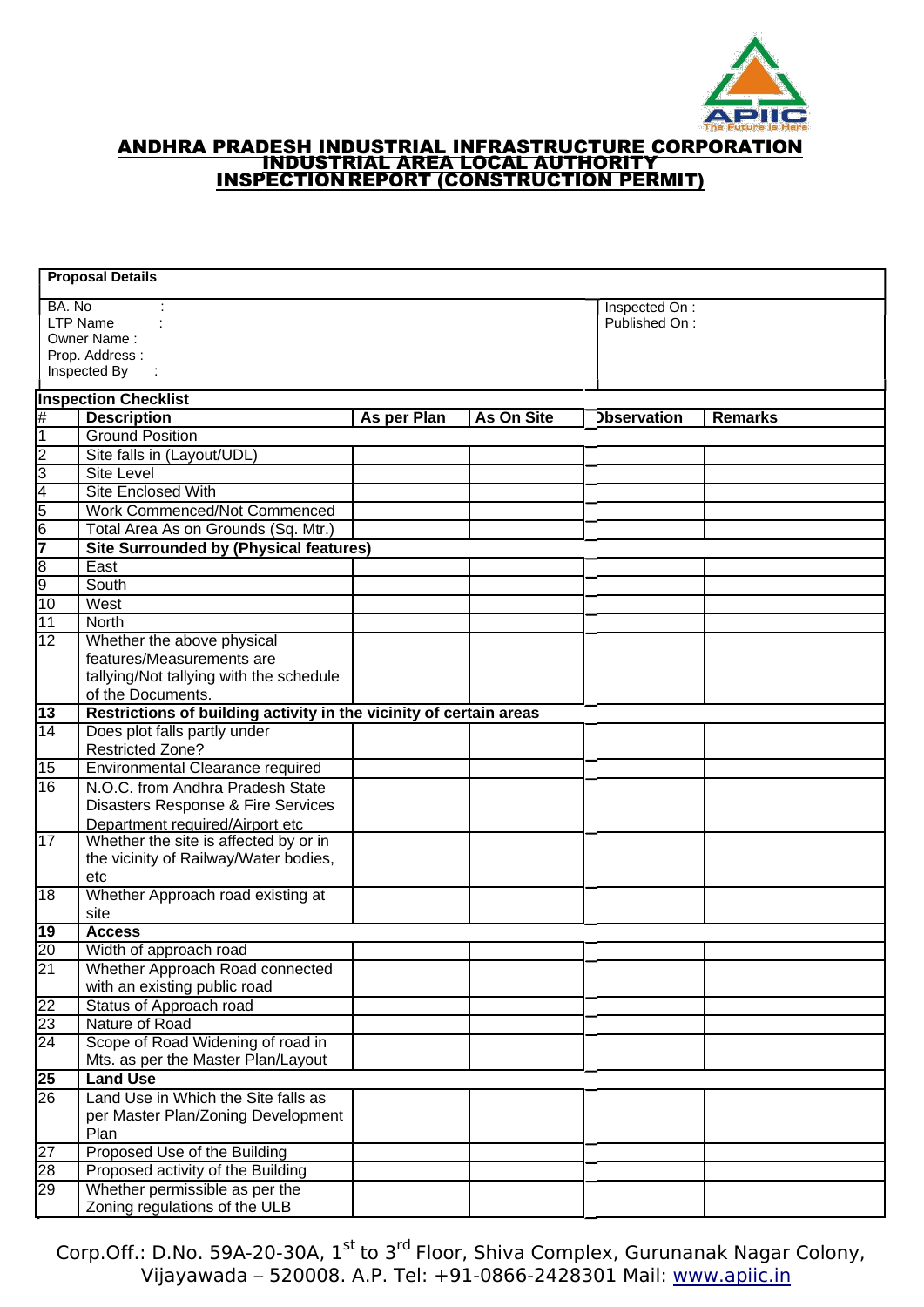# ANDHRA PRADESH INDUSTRIAL INFRASTRUCTURE CORPORATION
## INDUSTRIAL AREA LOCAL AUTHORITY
## INSPECTION REPORT (CONSTRUCTION PERMIT)

**Proposal Details**

| | |
|---|---|
| BA. No : <br> LTP Name : <br> Owner Name : <br> Prop. Address : <br> Inspected By : | Inspected On : <br> Published On : |

**Inspection Checklist**

| # | Description | As per Plan | As On Site | Observation | Remarks |
|---|---|---|---|---|---|
| 1 | Ground Position | | | | |
| 2 | Site falls in (Layout/UDL) | | | | |
| 3 | Site Level | | | | |
| 4 | Site Enclosed With | | | | |
| 5 | Work Commenced/Not Commenced | | | | |
| 6 | Total Area As on Grounds (Sq. Mtr.) | | | | |
| **7** | **Site Surrounded by (Physical features)** | | | | |
| 8 | East | | | | |
| 9 | South | | | | |
| 10 | West | | | | |
| 11 | North | | | | |
| 12 | Whether the above physical features/Measurements are tallying/Not tallying with the schedule of the Documents. | | | | |
| **13** | **Restrictions of building activity in the vicinity of certain areas** | | | | |
| 14 | Does plot falls partly under Restricted Zone? | | | | |
| 15 | Environmental Clearance required | | | | |
| 16 | N.O.C. from Andhra Pradesh State Disasters Response & Fire Services Department required/Airport etc | | | | |
| 17 | Whether the site is affected by or in the vicinity of Railway/Water bodies, etc | | | | |
| 18 | Whether Approach road existing at site | | | | |
| **19** | **Access** | | | | |
| 20 | Width of approach road | | | | |
| 21 | Whether Approach Road connected with an existing public road | | | | |
| 22 | Status of Approach road | | | | |
| 23 | Nature of Road | | | | |
| 24 | Scope of Road Widening of road in Mts. as per the Master Plan/Layout | | | | |
| **25** | **Land Use** | | | | |
| 26 | Land Use in Which the Site falls as per Master Plan/Zoning Development Plan | | | | |
| 27 | Proposed Use of the Building | | | | |
| 28 | Proposed activity of the Building | | | | |
| 29 | Whether permissible as per the Zoning regulations of the ULB | | | | |

Corp.Off.: D.No. 59A-20-30A, 1st to 3rd Floor, Shiva Complex, Gurunanak Nagar Colony, Vijayawada – 520008. A.P. Tel: +91-0866-2428301 Mail: www.apiic.in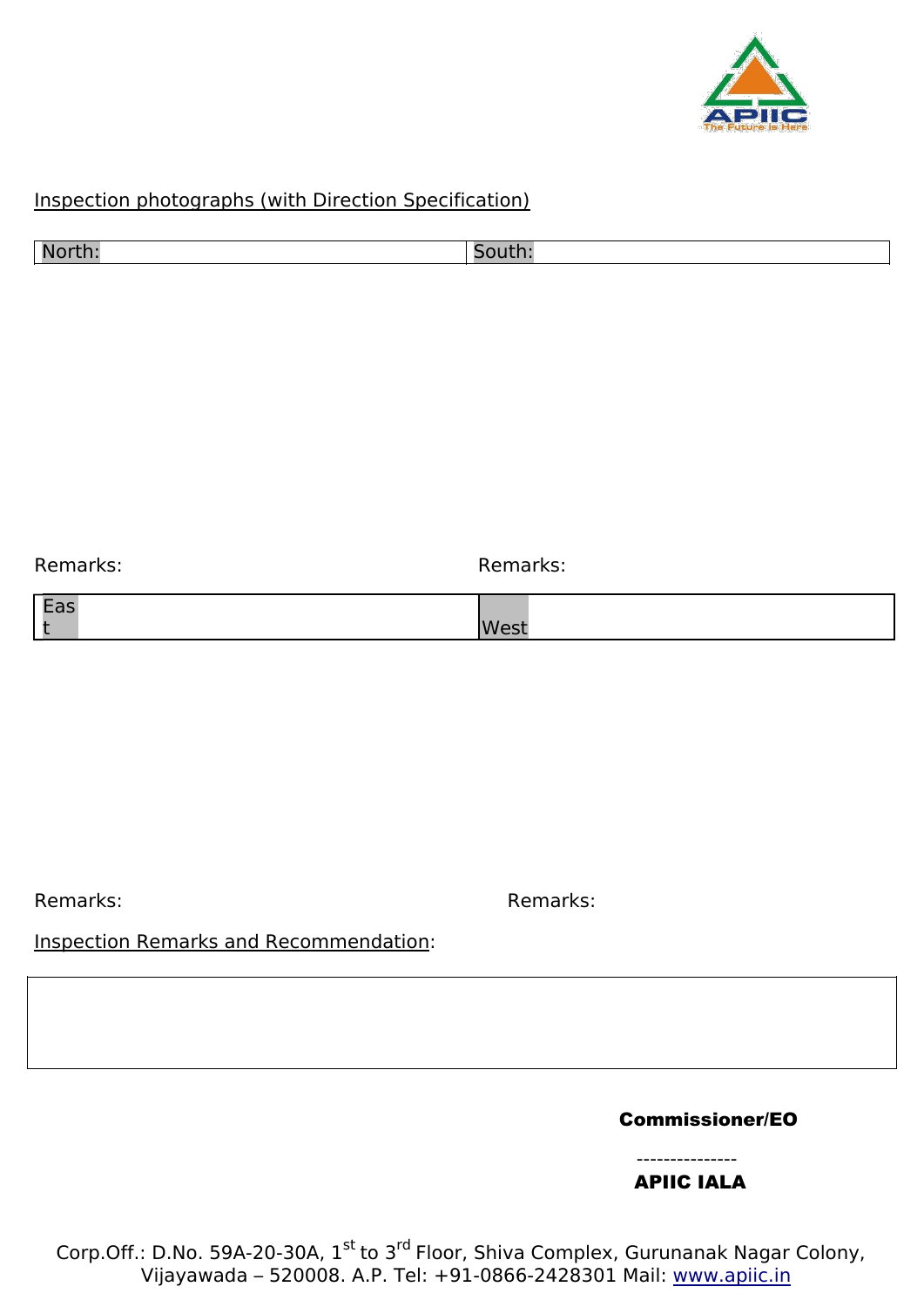Inspection photographs (with Direction Specification)

| North: | South: |
|---|---|

Remarks: Remarks:

| East | West |
|---|---|

Remarks: Remarks:

Inspection Remarks and Recommendation:

| |
|---|
| |

**Commissioner/EO**

---------------

**APIIC IALA**

Corp.Off.: D.No. 59A-20-30A, 1st to 3rd Floor, Shiva Complex, Gurunanak Nagar Colony, Vijayawada – 520008. A.P. Tel: +91-0866-2428301 Mail: www.apiic.in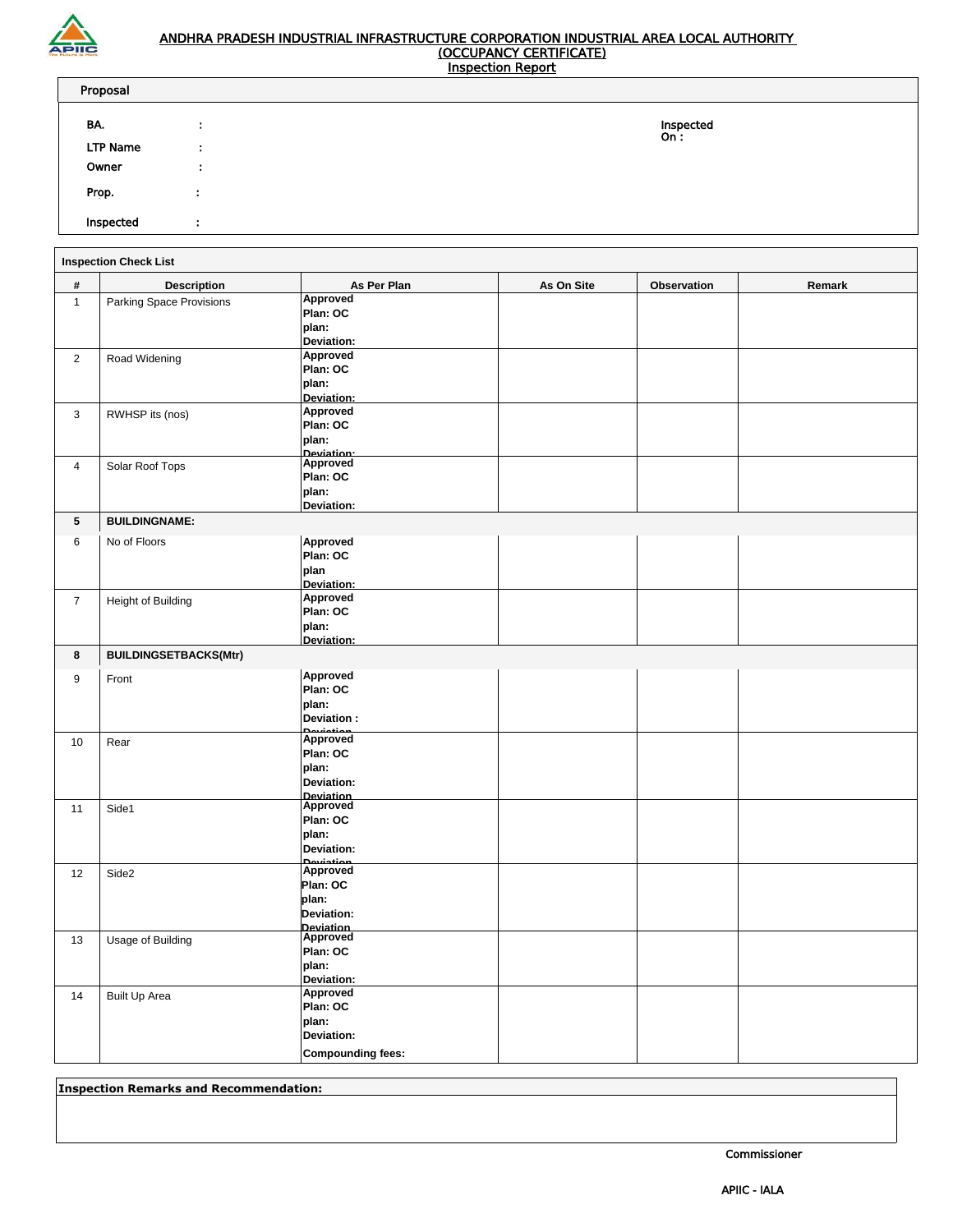## ANDHRA PRADESH INDUSTRIAL INFRASTRUCTURE CORPORATION INDUSTRIAL AREA LOCAL AUTHORITY
## (OCCUPANCY CERTIFICATE)
## Inspection Report

**Proposal**

BA. :

LTP Name :

Owner :

Prop. :

Inspected :

Inspected On :

**Inspection Check List**

| # | Description | As Per Plan | As On Site | Observation | Remark |
|---|---|---|---|---|---|
| 1 | Parking Space Provisions | **Approved Plan: OC plan: Deviation:** | | | |
| 2 | Road Widening | **Approved Plan: OC plan: Deviation:** | | | |
| 3 | RWHSP its (nos) | **Approved Plan: OC plan: Deviation:** | | | |
| 4 | Solar Roof Tops | **Approved Plan: OC plan: Deviation:** | | | |
| **5** | **BUILDINGNAME:** | | | | |
| 6 | No of Floors | **Approved Plan: OC plan Deviation:** | | | |
| 7 | Height of Building | **Approved Plan: OC plan: Deviation:** | | | |
| **8** | **BUILDINGSETBACKS(Mtr)** | | | | |
| 9 | Front | **Approved Plan: OC plan: Deviation : Deviation** | | | |
| 10 | Rear | **Approved Plan: OC plan: Deviation: Deviation** | | | |
| 11 | Side1 | **Approved Plan: OC plan: Deviation: Deviation** | | | |
| 12 | Side2 | **Approved Plan: OC plan: Deviation: Deviation** | | | |
| 13 | Usage of Building | **Approved Plan: OC plan: Deviation:** | | | |
| 14 | Built Up Area | **Approved Plan: OC plan: Deviation: Compounding fees:** | | | |

**Inspection Remarks and Recommendation:**

Commissioner

APIIC - IALA